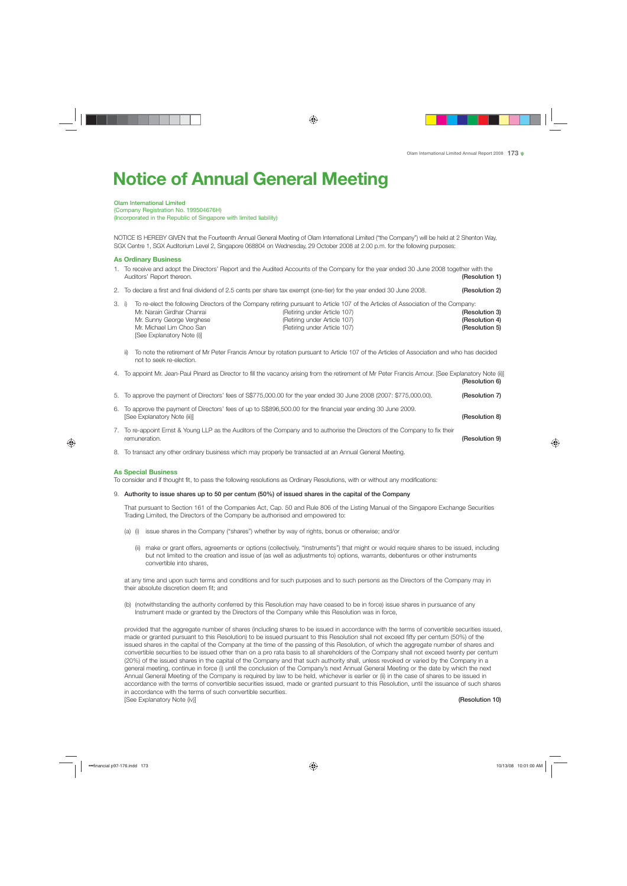# Notice of Annual General Meeting

**Olam International Limited**
(Company Registration No. 199504676H)
(Incorporated in the Republic of Singapore with limited liability)

NOTICE IS HEREBY GIVEN that the Fourteenth Annual General Meeting of Olam International Limited ("the Company") will be held at 2 Shenton Way, SGX Centre 1, SGX Auditorium Level 2, Singapore 068804 on Wednesday, 29 October 2008 at 2.00 p.m. for the following purposes:

## As Ordinary Business

1. To receive and adopt the Directors' Report and the Audited Accounts of the Company for the year ended 30 June 2008 together with the Auditors' Report thereon. **(Resolution 1)**

2. To declare a first and final dividend of 2.5 cents per share tax exempt (one-tier) for the year ended 30 June 2008. **(Resolution 2)**

3. i) To re-elect the following Directors of the Company retiring pursuant to Article 107 of the Articles of Association of the Company:

| | | |
|---|---|---|
| Mr. Narain Girdhar Chanrai | (Retiring under Article 107) | **(Resolution 3)** |
| Mr. Sunny George Verghese | (Retiring under Article 107) | **(Resolution 4)** |
| Mr. Michael Lim Choo San | (Retiring under Article 107) | **(Resolution 5)** |

[See Explanatory Note (i)]

ii) To note the retirement of Mr Peter Francis Amour by rotation pursuant to Article 107 of the Articles of Association and who has decided not to seek re-election.

4. To appoint Mr. Jean-Paul Pinard as Director to fill the vacancy arising from the retirement of Mr Peter Francis Amour. [See Explanatory Note (ii)] **(Resolution 6)**

5. To approve the payment of Directors' fees of S$775,000.00 for the year ended 30 June 2008 (2007: $775,000.00). **(Resolution 7)**

6. To approve the payment of Directors' fees of up to S$896,500.00 for the financial year ending 30 June 2009. [See Explanatory Note (iii)] **(Resolution 8)**

7. To re-appoint Ernst & Young LLP as the Auditors of the Company and to authorise the Directors of the Company to fix their remuneration. **(Resolution 9)**

8. To transact any other ordinary business which may properly be transacted at an Annual General Meeting.

## As Special Business

To consider and if thought fit, to pass the following resolutions as Ordinary Resolutions, with or without any modifications:

9. **Authority to issue shares up to 50 per centum (50%) of issued shares in the capital of the Company**

That pursuant to Section 161 of the Companies Act, Cap. 50 and Rule 806 of the Listing Manual of the Singapore Exchange Securities Trading Limited, the Directors of the Company be authorised and empowered to:

(a) (i) issue shares in the Company ("shares") whether by way of rights, bonus or otherwise; and/or

(ii) make or grant offers, agreements or options (collectively, "Instruments") that might or would require shares to be issued, including but not limited to the creation and issue of (as well as adjustments to) options, warrants, debentures or other instruments convertible into shares,

at any time and upon such terms and conditions and for such purposes and to such persons as the Directors of the Company may in their absolute discretion deem fit; and

(b) (notwithstanding the authority conferred by this Resolution may have ceased to be in force) issue shares in pursuance of any Instrument made or granted by the Directors of the Company while this Resolution was in force,

provided that the aggregate number of shares (including shares to be issued in accordance with the terms of convertible securities issued, made or granted pursuant to this Resolution) to be issued pursuant to this Resolution shall not exceed fifty per centum (50%) of the issued shares in the capital of the Company at the time of the passing of this Resolution, of which the aggregate number of shares and convertible securities to be issued other than on a pro rata basis to all shareholders of the Company shall not exceed twenty per centum (20%) of the issued shares in the capital of the Company and that such authority shall, unless revoked or varied by the Company in a general meeting, continue in force (i) until the conclusion of the Company's next Annual General Meeting or the date by which the next Annual General Meeting of the Company is required by law to be held, whichever is earlier or (ii) in the case of shares to be issued in accordance with the terms of convertible securities issued, made or granted pursuant to this Resolution, until the issuance of such shares in accordance with the terms of such convertible securities.
[See Explanatory Note (iv)] **(Resolution 10)**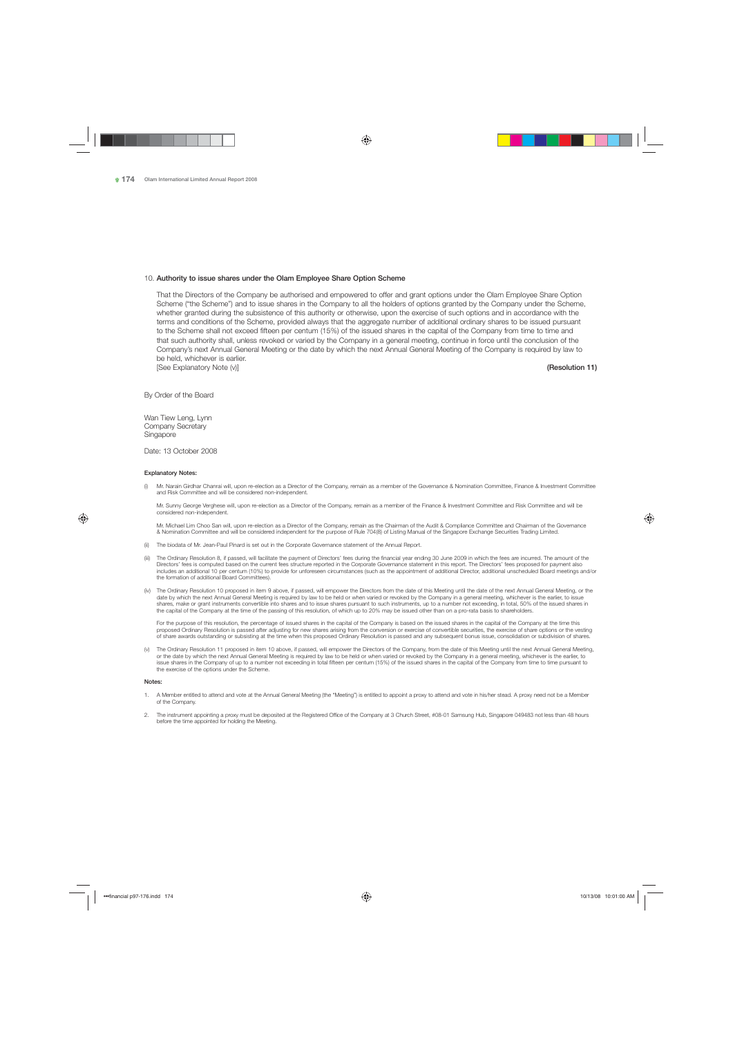10. **Authority to issue shares under the Olam Employee Share Option Scheme**

That the Directors of the Company be authorised and empowered to offer and grant options under the Olam Employee Share Option Scheme ("the Scheme") and to issue shares in the Company to all the holders of options granted by the Company under the Scheme, whether granted during the subsistence of this authority or otherwise, upon the exercise of such options and in accordance with the terms and conditions of the Scheme, provided always that the aggregate number of additional ordinary shares to be issued pursuant to the Scheme shall not exceed fifteen per centum (15%) of the issued shares in the capital of the Company from time to time and that such authority shall, unless revoked or varied by the Company in a general meeting, continue in force until the conclusion of the Company's next Annual General Meeting or the date by which the next Annual General Meeting of the Company is required by law to be held, whichever is earlier.
[See Explanatory Note (v)] **(Resolution 11)**

By Order of the Board

Wan Tiew Leng, Lynn
Company Secretary
Singapore

Date: 13 October 2008

**Explanatory Notes:**

(i) Mr. Narain Girdhar Chanrai will, upon re-election as a Director of the Company, remain as a member of the Governance & Nomination Committee, Finance & Investment Committee and Risk Committee and will be considered non-independent.

Mr. Sunny George Verghese will, upon re-election as a Director of the Company, remain as a member of the Finance & Investment Committee and Risk Committee and will be considered non-independent.

Mr. Michael Lim Choo San will, upon re-election as a Director of the Company, remain as the Chairman of the Audit & Compliance Committee and Chairman of the Governance & Nomination Committee and will be considered independent for the purpose of Rule 704(8) of Listing Manual of the Singapore Exchange Securities Trading Limited.

(ii) The biodata of Mr. Jean-Paul Pinard is set out in the Corporate Governance statement of the Annual Report.

(iii) The Ordinary Resolution 8, if passed, will facilitate the payment of Directors' fees during the financial year ending 30 June 2009 in which the fees are incurred. The amount of the Directors' fees is computed based on the current fees structure reported in the Corporate Governance statement in this report. The Directors' fees proposed for payment also includes an additional 10 per centum (10%) to provide for unforeseen circumstances (such as the appointment of additional Director, additional unscheduled Board meetings and/or the formation of additional Board Committees).

(iv) The Ordinary Resolution 10 proposed in item 9 above, if passed, will empower the Directors from the date of this Meeting until the date of the next Annual General Meeting, or the date by which the next Annual General Meeting is required by law to be held or when varied or revoked by the Company in a general meeting, whichever is the earlier, to issue shares, make or grant instruments convertible into shares and to issue shares pursuant to such instruments, up to a number not exceeding, in total, 50% of the issued shares in the capital of the Company at the time of the passing of this resolution, of which up to 20% may be issued other than on a pro-rata basis to shareholders.

For the purpose of this resolution, the percentage of issued shares in the capital of the Company is based on the issued shares in the capital of the Company at the time this proposed Ordinary Resolution is passed after adjusting for new shares arising from the conversion or exercise of convertible securities, the exercise of share options or the vesting of share awards outstanding or subsisting at the time when this proposed Ordinary Resolution is passed and any subsequent bonus issue, consolidation or subdivision of shares.

(v) The Ordinary Resolution 11 proposed in item 10 above, if passed, will empower the Directors of the Company, from the date of this Meeting until the next Annual General Meeting, or the date by which the next Annual General Meeting is required by law to be held or when varied or revoked by the Company in a general meeting, whichever is the earlier, to issue shares in the Company of up to a number not exceeding in total fifteen per centum (15%) of the issued shares in the capital of the Company from time to time pursuant to the exercise of the options under the Scheme.

**Notes:**

1. A Member entitled to attend and vote at the Annual General Meeting (the "Meeting") is entitled to appoint a proxy to attend and vote in his/her stead. A proxy need not be a Member of the Company.

2. The instrument appointing a proxy must be deposited at the Registered Office of the Company at 3 Church Street, #08-01 Samsung Hub, Singapore 049483 not less than 48 hours before the time appointed for holding the Meeting.